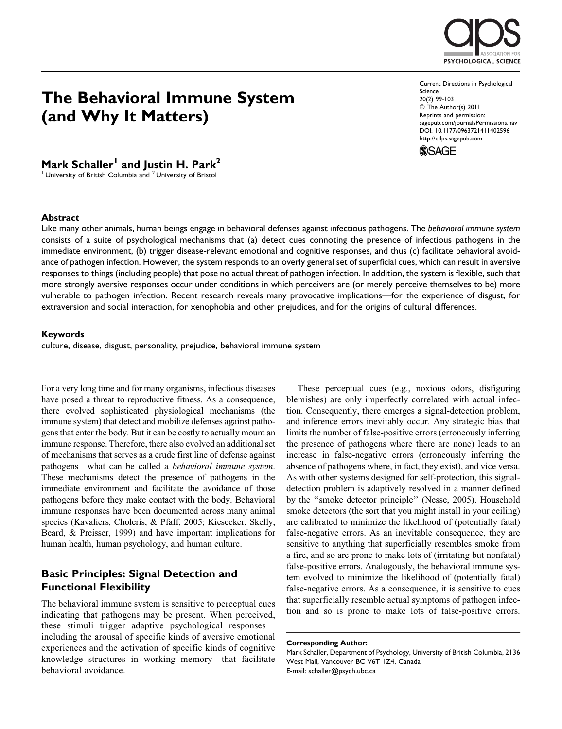# The Behavioral Immune System (and Why It Matters)

Current Directions in Psychological Science
20(2) 99-103
© The Author(s) 2011
Reprints and permission:
sagepub.com/journalsPermissions.nav
DOI: 10.1177/0963721411402596
http://cdps.sagepub.com

**Mark Schaller[1] and Justin H. Park[2]**

[1] University of British Columbia and [2] University of Bristol

## Abstract

Like many other animals, human beings engage in behavioral defenses against infectious pathogens. The *behavioral immune system* consists of a suite of psychological mechanisms that (a) detect cues connoting the presence of infectious pathogens in the immediate environment, (b) trigger disease-relevant emotional and cognitive responses, and thus (c) facilitate behavioral avoidance of pathogen infection. However, the system responds to an overly general set of superficial cues, which can result in aversive responses to things (including people) that pose no actual threat of pathogen infection. In addition, the system is flexible, such that more strongly aversive responses occur under conditions in which perceivers are (or merely perceive themselves to be) more vulnerable to pathogen infection. Recent research reveals many provocative implications—for the experience of disgust, for extraversion and social interaction, for xenophobia and other prejudices, and for the origins of cultural differences.

## Keywords

culture, disease, disgust, personality, prejudice, behavioral immune system

For a very long time and for many organisms, infectious diseases have posed a threat to reproductive fitness. As a consequence, there evolved sophisticated physiological mechanisms (the immune system) that detect and mobilize defenses against pathogens that enter the body. But it can be costly to actually mount an immune response. Therefore, there also evolved an additional set of mechanisms that serves as a crude first line of defense against pathogens—what can be called a *behavioral immune system*. These mechanisms detect the presence of pathogens in the immediate environment and facilitate the avoidance of those pathogens before they make contact with the body. Behavioral immune responses have been documented across many animal species (Kavaliers, Choleris, & Pfaff, 2005; Kiesecker, Skelly, Beard, & Preisser, 1999) and have important implications for human health, human psychology, and human culture.

## Basic Principles: Signal Detection and Functional Flexibility

The behavioral immune system is sensitive to perceptual cues indicating that pathogens may be present. When perceived, these stimuli trigger adaptive psychological responses—including the arousal of specific kinds of aversive emotional experiences and the activation of specific kinds of cognitive knowledge structures in working memory—that facilitate behavioral avoidance.

These perceptual cues (e.g., noxious odors, disfiguring blemishes) are only imperfectly correlated with actual infection. Consequently, there emerges a signal-detection problem, and inference errors inevitably occur. Any strategic bias that limits the number of false-positive errors (erroneously inferring the presence of pathogens where there are none) leads to an increase in false-negative errors (erroneously inferring the absence of pathogens where, in fact, they exist), and vice versa. As with other systems designed for self-protection, this signal-detection problem is adaptively resolved in a manner defined by the ''smoke detector principle'' (Nesse, 2005). Household smoke detectors (the sort that you might install in your ceiling) are calibrated to minimize the likelihood of (potentially fatal) false-negative errors. As an inevitable consequence, they are sensitive to anything that superficially resembles smoke from a fire, and so are prone to make lots of (irritating but nonfatal) false-positive errors. Analogously, the behavioral immune system evolved to minimize the likelihood of (potentially fatal) false-negative errors. As a consequence, it is sensitive to cues that superficially resemble actual symptoms of pathogen infection and so is prone to make lots of false-positive errors.

**Corresponding Author:**
Mark Schaller, Department of Psychology, University of British Columbia, 2136 West Mall, Vancouver BC V6T 1Z4, Canada
E-mail: schaller@psych.ubc.ca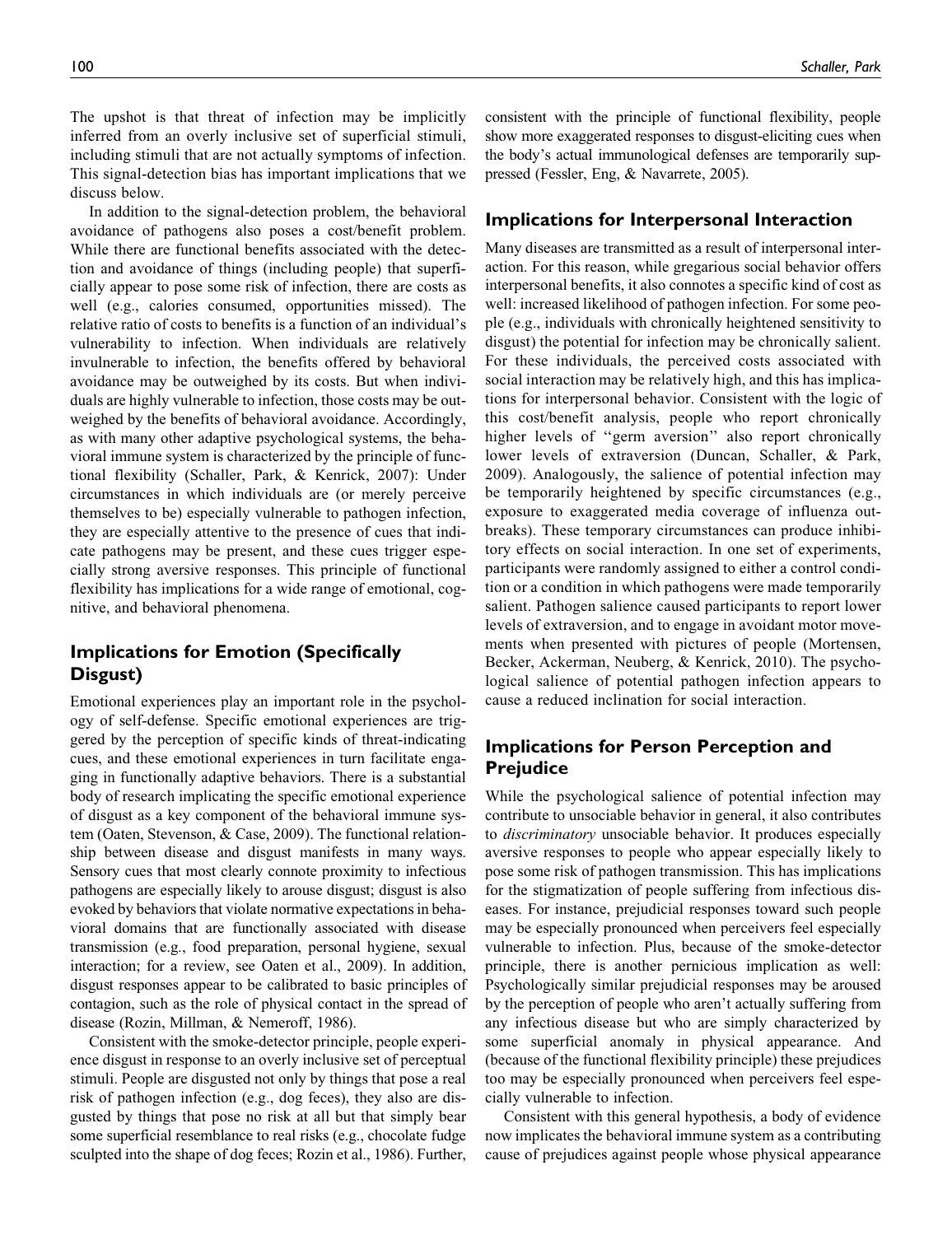The upshot is that threat of infection may be implicitly inferred from an overly inclusive set of superficial stimuli, including stimuli that are not actually symptoms of infection. This signal-detection bias has important implications that we discuss below.

In addition to the signal-detection problem, the behavioral avoidance of pathogens also poses a cost/benefit problem. While there are functional benefits associated with the detection and avoidance of things (including people) that superficially appear to pose some risk of infection, there are costs as well (e.g., calories consumed, opportunities missed). The relative ratio of costs to benefits is a function of an individual's vulnerability to infection. When individuals are relatively invulnerable to infection, the benefits offered by behavioral avoidance may be outweighed by its costs. But when individuals are highly vulnerable to infection, those costs may be outweighed by the benefits of behavioral avoidance. Accordingly, as with many other adaptive psychological systems, the behavioral immune system is characterized by the principle of functional flexibility (Schaller, Park, & Kenrick, 2007): Under circumstances in which individuals are (or merely perceive themselves to be) especially vulnerable to pathogen infection, they are especially attentive to the presence of cues that indicate pathogens may be present, and these cues trigger especially strong aversive responses. This principle of functional flexibility has implications for a wide range of emotional, cognitive, and behavioral phenomena.

## Implications for Emotion (Specifically Disgust)

Emotional experiences play an important role in the psychology of self-defense. Specific emotional experiences are triggered by the perception of specific kinds of threat-indicating cues, and these emotional experiences in turn facilitate engaging in functionally adaptive behaviors. There is a substantial body of research implicating the specific emotional experience of disgust as a key component of the behavioral immune system (Oaten, Stevenson, & Case, 2009). The functional relationship between disease and disgust manifests in many ways. Sensory cues that most clearly connote proximity to infectious pathogens are especially likely to arouse disgust; disgust is also evoked by behaviors that violate normative expectations in behavioral domains that are functionally associated with disease transmission (e.g., food preparation, personal hygiene, sexual interaction; for a review, see Oaten et al., 2009). In addition, disgust responses appear to be calibrated to basic principles of contagion, such as the role of physical contact in the spread of disease (Rozin, Millman, & Nemeroff, 1986).

Consistent with the smoke-detector principle, people experience disgust in response to an overly inclusive set of perceptual stimuli. People are disgusted not only by things that pose a real risk of pathogen infection (e.g., dog feces), they also are disgusted by things that pose no risk at all but that simply bear some superficial resemblance to real risks (e.g., chocolate fudge sculpted into the shape of dog feces; Rozin et al., 1986). Further, consistent with the principle of functional flexibility, people show more exaggerated responses to disgust-eliciting cues when the body's actual immunological defenses are temporarily suppressed (Fessler, Eng, & Navarrete, 2005).

## Implications for Interpersonal Interaction

Many diseases are transmitted as a result of interpersonal interaction. For this reason, while gregarious social behavior offers interpersonal benefits, it also connotes a specific kind of cost as well: increased likelihood of pathogen infection. For some people (e.g., individuals with chronically heightened sensitivity to disgust) the potential for infection may be chronically salient. For these individuals, the perceived costs associated with social interaction may be relatively high, and this has implications for interpersonal behavior. Consistent with the logic of this cost/benefit analysis, people who report chronically higher levels of "germ aversion" also report chronically lower levels of extraversion (Duncan, Schaller, & Park, 2009). Analogously, the salience of potential infection may be temporarily heightened by specific circumstances (e.g., exposure to exaggerated media coverage of influenza outbreaks). These temporary circumstances can produce inhibitory effects on social interaction. In one set of experiments, participants were randomly assigned to either a control condition or a condition in which pathogens were made temporarily salient. Pathogen salience caused participants to report lower levels of extraversion, and to engage in avoidant motor movements when presented with pictures of people (Mortensen, Becker, Ackerman, Neuberg, & Kenrick, 2010). The psychological salience of potential pathogen infection appears to cause a reduced inclination for social interaction.

## Implications for Person Perception and Prejudice

While the psychological salience of potential infection may contribute to unsociable behavior in general, it also contributes to *discriminatory* unsociable behavior. It produces especially aversive responses to people who appear especially likely to pose some risk of pathogen transmission. This has implications for the stigmatization of people suffering from infectious diseases. For instance, prejudicial responses toward such people may be especially pronounced when perceivers feel especially vulnerable to infection. Plus, because of the smoke-detector principle, there is another pernicious implication as well: Psychologically similar prejudicial responses may be aroused by the perception of people who aren't actually suffering from any infectious disease but who are simply characterized by some superficial anomaly in physical appearance. And (because of the functional flexibility principle) these prejudices too may be especially pronounced when perceivers feel especially vulnerable to infection.

Consistent with this general hypothesis, a body of evidence now implicates the behavioral immune system as a contributing cause of prejudices against people whose physical appearance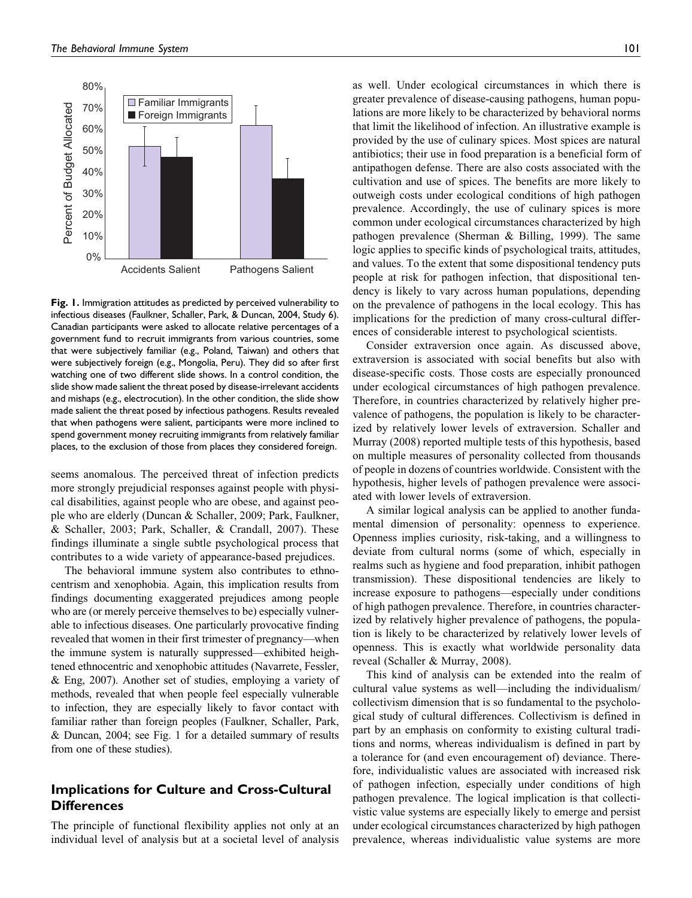80%
70%
60%
50%
40%
30%
20%
10%
0%

Percent of Budget Allocated

Familiar Immigrants
Foreign Immigrants

Accidents Salient
Pathogens Salient

**Fig. 1.** Immigration attitudes as predicted by perceived vulnerability to infectious diseases (Faulkner, Schaller, Park, & Duncan, 2004, Study 6). Canadian participants were asked to allocate relative percentages of a government fund to recruit immigrants from various countries, some that were subjectively familiar (e.g., Poland, Taiwan) and others that were subjectively foreign (e.g., Mongolia, Peru). They did so after first watching one of two different slide shows. In a control condition, the slide show made salient the threat posed by disease-irrelevant accidents and mishaps (e.g., electrocution). In the other condition, the slide show made salient the threat posed by infectious pathogens. Results revealed that when pathogens were salient, participants were more inclined to spend government money recruiting immigrants from relatively familiar places, to the exclusion of those from places they considered foreign.

seems anomalous. The perceived threat of infection predicts more strongly prejudicial responses against people with physical disabilities, against people who are obese, and against people who are elderly (Duncan & Schaller, 2009; Park, Faulkner, & Schaller, 2003; Park, Schaller, & Crandall, 2007). These findings illuminate a single subtle psychological process that contributes to a wide variety of appearance-based prejudices.

The behavioral immune system also contributes to ethnocentrism and xenophobia. Again, this implication results from findings documenting exaggerated prejudices among people who are (or merely perceive themselves to be) especially vulnerable to infectious diseases. One particularly provocative finding revealed that women in their first trimester of pregnancy—when the immune system is naturally suppressed—exhibited heightened ethnocentric and xenophobic attitudes (Navarrete, Fessler, & Eng, 2007). Another set of studies, employing a variety of methods, revealed that when people feel especially vulnerable to infection, they are especially likely to favor contact with familiar rather than foreign peoples (Faulkner, Schaller, Park, & Duncan, 2004; see Fig. 1 for a detailed summary of results from one of these studies).

## Implications for Culture and Cross-Cultural Differences

The principle of functional flexibility applies not only at an individual level of analysis but at a societal level of analysis as well. Under ecological circumstances in which there is greater prevalence of disease-causing pathogens, human populations are more likely to be characterized by behavioral norms that limit the likelihood of infection. An illustrative example is provided by the use of culinary spices. Most spices are natural antibiotics; their use in food preparation is a beneficial form of antipathogen defense. There are also costs associated with the cultivation and use of spices. The benefits are more likely to outweigh costs under ecological conditions of high pathogen prevalence. Accordingly, the use of culinary spices is more common under ecological circumstances characterized by high pathogen prevalence (Sherman & Billing, 1999). The same logic applies to specific kinds of psychological traits, attitudes, and values. To the extent that some dispositional tendency puts people at risk for pathogen infection, that dispositional tendency is likely to vary across human populations, depending on the prevalence of pathogens in the local ecology. This has implications for the prediction of many cross-cultural differences of considerable interest to psychological scientists.

Consider extraversion once again. As discussed above, extraversion is associated with social benefits but also with disease-specific costs. Those costs are especially pronounced under ecological circumstances of high pathogen prevalence. Therefore, in countries characterized by relatively higher prevalence of pathogens, the population is likely to be characterized by relatively lower levels of extraversion. Schaller and Murray (2008) reported multiple tests of this hypothesis, based on multiple measures of personality collected from thousands of people in dozens of countries worldwide. Consistent with the hypothesis, higher levels of pathogen prevalence were associated with lower levels of extraversion.

A similar logical analysis can be applied to another fundamental dimension of personality: openness to experience. Openness implies curiosity, risk-taking, and a willingness to deviate from cultural norms (some of which, especially in realms such as hygiene and food preparation, inhibit pathogen transmission). These dispositional tendencies are likely to increase exposure to pathogens—especially under conditions of high pathogen prevalence. Therefore, in countries characterized by relatively higher prevalence of pathogens, the population is likely to be characterized by relatively lower levels of openness. This is exactly what worldwide personality data reveal (Schaller & Murray, 2008).

This kind of analysis can be extended into the realm of cultural value systems as well—including the individualism/collectivism dimension that is so fundamental to the psychological study of cultural differences. Collectivism is defined in part by an emphasis on conformity to existing cultural traditions and norms, whereas individualism is defined in part by a tolerance for (and even encouragement of) deviance. Therefore, individualistic values are associated with increased risk of pathogen infection, especially under conditions of high pathogen prevalence. The logical implication is that collectivistic value systems are especially likely to emerge and persist under ecological circumstances characterized by high pathogen prevalence, whereas individualistic value systems are more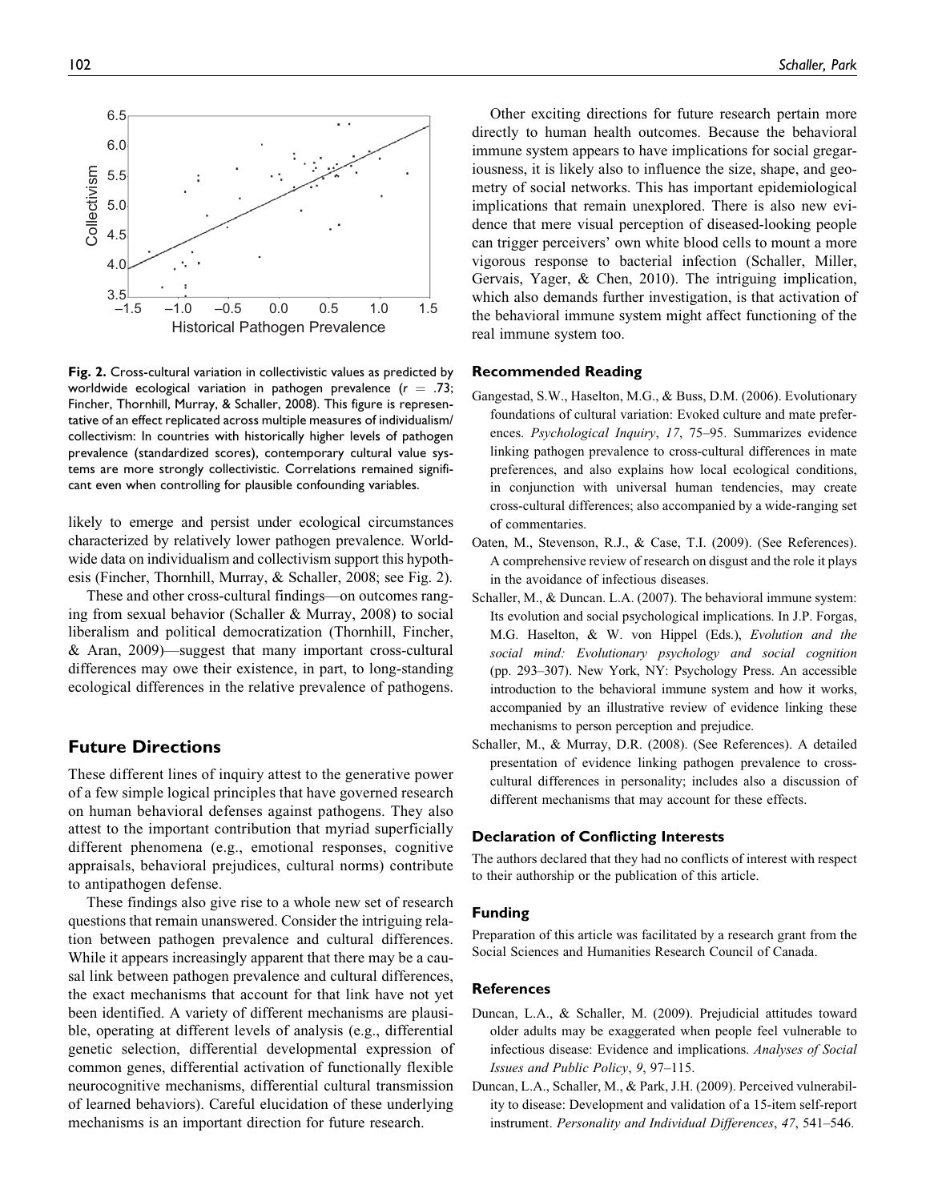6.5
6.0
5.5
5.0
4.5
4.0
3.5

Collectivism

–1.5 –1.0 –0.5 0.0 0.5 1.0 1.5

Historical Pathogen Prevalence

**Fig. 2.** Cross-cultural variation in collectivistic values as predicted by worldwide ecological variation in pathogen prevalence ($r$ = .73; Fincher, Thornhill, Murray, & Schaller, 2008). This figure is representative of an effect replicated across multiple measures of individualism/collectivism: In countries with historically higher levels of pathogen prevalence (standardized scores), contemporary cultural value systems are more strongly collectivistic. Correlations remained significant even when controlling for plausible confounding variables.

likely to emerge and persist under ecological circumstances characterized by relatively lower pathogen prevalence. Worldwide data on individualism and collectivism support this hypothesis (Fincher, Thornhill, Murray, & Schaller, 2008; see Fig. 2).

These and other cross-cultural findings—on outcomes ranging from sexual behavior (Schaller & Murray, 2008) to social liberalism and political democratization (Thornhill, Fincher, & Aran, 2009)—suggest that many important cross-cultural differences may owe their existence, in part, to long-standing ecological differences in the relative prevalence of pathogens.

## Future Directions

These different lines of inquiry attest to the generative power of a few simple logical principles that have governed research on human behavioral defenses against pathogens. They also attest to the important contribution that myriad superficially different phenomena (e.g., emotional responses, cognitive appraisals, behavioral prejudices, cultural norms) contribute to antipathogen defense.

These findings also give rise to a whole new set of research questions that remain unanswered. Consider the intriguing relation between pathogen prevalence and cultural differences. While it appears increasingly apparent that there may be a causal link between pathogen prevalence and cultural differences, the exact mechanisms that account for that link have not yet been identified. A variety of different mechanisms are plausible, operating at different levels of analysis (e.g., differential genetic selection, differential developmental expression of common genes, differential activation of functionally flexible neurocognitive mechanisms, differential cultural transmission of learned behaviors). Careful elucidation of these underlying mechanisms is an important direction for future research.

Other exciting directions for future research pertain more directly to human health outcomes. Because the behavioral immune system appears to have implications for social gregariousness, it is likely also to influence the size, shape, and geometry of social networks. This has important epidemiological implications that remain unexplored. There is also new evidence that mere visual perception of diseased-looking people can trigger perceivers' own white blood cells to mount a more vigorous response to bacterial infection (Schaller, Miller, Gervais, Yager, & Chen, 2010). The intriguing implication, which also demands further investigation, is that activation of the behavioral immune system might affect functioning of the real immune system too.

### Recommended Reading

Gangestad, S.W., Haselton, M.G., & Buss, D.M. (2006). Evolutionary foundations of cultural variation: Evoked culture and mate preferences. *Psychological Inquiry*, *17*, 75–95. Summarizes evidence linking pathogen prevalence to cross-cultural differences in mate preferences, and also explains how local ecological conditions, in conjunction with universal human tendencies, may create cross-cultural differences; also accompanied by a wide-ranging set of commentaries.

Oaten, M., Stevenson, R.J., & Case, T.I. (2009). (See References). A comprehensive review of research on disgust and the role it plays in the avoidance of infectious diseases.

Schaller, M., & Duncan. L.A. (2007). The behavioral immune system: Its evolution and social psychological implications. In J.P. Forgas, M.G. Haselton, & W. von Hippel (Eds.), *Evolution and the social mind: Evolutionary psychology and social cognition* (pp. 293–307). New York, NY: Psychology Press. An accessible introduction to the behavioral immune system and how it works, accompanied by an illustrative review of evidence linking these mechanisms to person perception and prejudice.

Schaller, M., & Murray, D.R. (2008). (See References). A detailed presentation of evidence linking pathogen prevalence to cross-cultural differences in personality; includes also a discussion of different mechanisms that may account for these effects.

### Declaration of Conflicting Interests

The authors declared that they had no conflicts of interest with respect to their authorship or the publication of this article.

### Funding

Preparation of this article was facilitated by a research grant from the Social Sciences and Humanities Research Council of Canada.

### References

Duncan, L.A., & Schaller, M. (2009). Prejudicial attitudes toward older adults may be exaggerated when people feel vulnerable to infectious disease: Evidence and implications. *Analyses of Social Issues and Public Policy*, *9*, 97–115.

Duncan, L.A., Schaller, M., & Park, J.H. (2009). Perceived vulnerability to disease: Development and validation of a 15-item self-report instrument. *Personality and Individual Differences*, *47*, 541–546.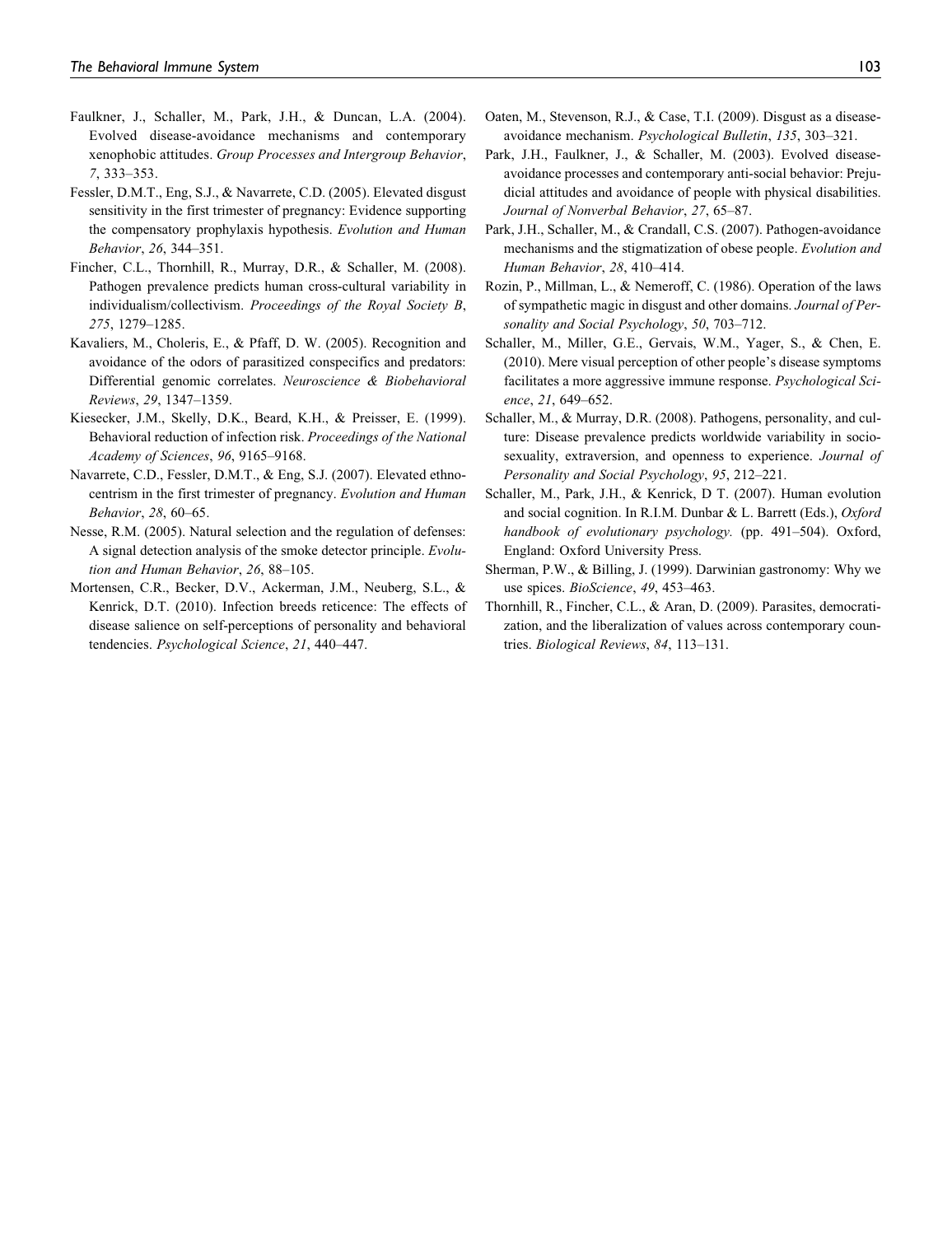Faulkner, J., Schaller, M., Park, J.H., & Duncan, L.A. (2004). Evolved disease-avoidance mechanisms and contemporary xenophobic attitudes. *Group Processes and Intergroup Behavior*, *7*, 333–353.

Fessler, D.M.T., Eng, S.J., & Navarrete, C.D. (2005). Elevated disgust sensitivity in the first trimester of pregnancy: Evidence supporting the compensatory prophylaxis hypothesis. *Evolution and Human Behavior*, *26*, 344–351.

Fincher, C.L., Thornhill, R., Murray, D.R., & Schaller, M. (2008). Pathogen prevalence predicts human cross-cultural variability in individualism/collectivism. *Proceedings of the Royal Society B*, *275*, 1279–1285.

Kavaliers, M., Choleris, E., & Pfaff, D. W. (2005). Recognition and avoidance of the odors of parasitized conspecifics and predators: Differential genomic correlates. *Neuroscience & Biobehavioral Reviews*, *29*, 1347–1359.

Kiesecker, J.M., Skelly, D.K., Beard, K.H., & Preisser, E. (1999). Behavioral reduction of infection risk. *Proceedings of the National Academy of Sciences*, *96*, 9165–9168.

Navarrete, C.D., Fessler, D.M.T., & Eng, S.J. (2007). Elevated ethnocentrism in the first trimester of pregnancy. *Evolution and Human Behavior*, *28*, 60–65.

Nesse, R.M. (2005). Natural selection and the regulation of defenses: A signal detection analysis of the smoke detector principle. *Evolution and Human Behavior*, *26*, 88–105.

Mortensen, C.R., Becker, D.V., Ackerman, J.M., Neuberg, S.L., & Kenrick, D.T. (2010). Infection breeds reticence: The effects of disease salience on self-perceptions of personality and behavioral tendencies. *Psychological Science*, *21*, 440–447.

Oaten, M., Stevenson, R.J., & Case, T.I. (2009). Disgust as a disease-avoidance mechanism. *Psychological Bulletin*, *135*, 303–321.

Park, J.H., Faulkner, J., & Schaller, M. (2003). Evolved disease-avoidance processes and contemporary anti-social behavior: Prejudicial attitudes and avoidance of people with physical disabilities. *Journal of Nonverbal Behavior*, *27*, 65–87.

Park, J.H., Schaller, M., & Crandall, C.S. (2007). Pathogen-avoidance mechanisms and the stigmatization of obese people. *Evolution and Human Behavior*, *28*, 410–414.

Rozin, P., Millman, L., & Nemeroff, C. (1986). Operation of the laws of sympathetic magic in disgust and other domains. *Journal of Personality and Social Psychology*, *50*, 703–712.

Schaller, M., Miller, G.E., Gervais, W.M., Yager, S., & Chen, E. (2010). Mere visual perception of other people's disease symptoms facilitates a more aggressive immune response. *Psychological Science*, *21*, 649–652.

Schaller, M., & Murray, D.R. (2008). Pathogens, personality, and culture: Disease prevalence predicts worldwide variability in sociosexuality, extraversion, and openness to experience. *Journal of Personality and Social Psychology*, *95*, 212–221.

Schaller, M., Park, J.H., & Kenrick, D T. (2007). Human evolution and social cognition. In R.I.M. Dunbar & L. Barrett (Eds.), *Oxford handbook of evolutionary psychology.* (pp. 491–504). Oxford, England: Oxford University Press.

Sherman, P.W., & Billing, J. (1999). Darwinian gastronomy: Why we use spices. *BioScience*, *49*, 453–463.

Thornhill, R., Fincher, C.L., & Aran, D. (2009). Parasites, democratization, and the liberalization of values across contemporary countries. *Biological Reviews*, *84*, 113–131.